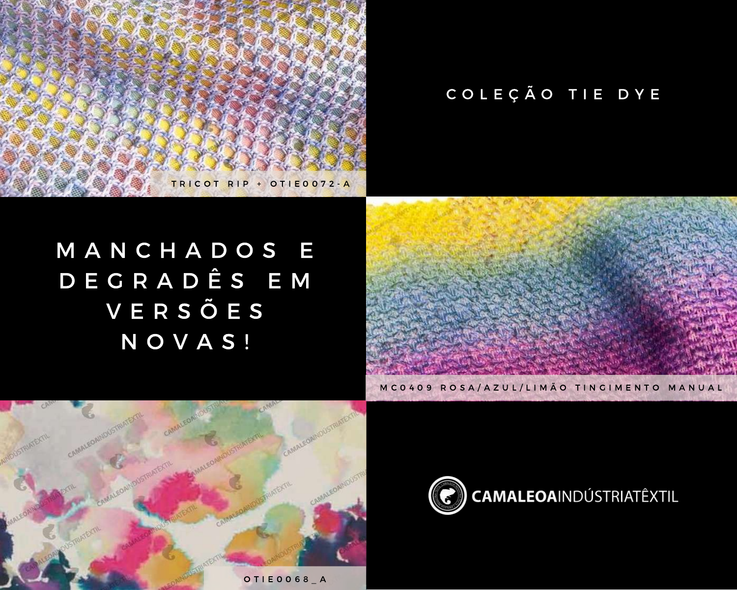# COLEÇÃO TIE DYE

TRICOT RIP + OTIE0072-A

## MANCHADOS E DEGRADÊS EM VERSÕES NOVAS!

MC0409 ROSA/AZUL/LIMÃO TINGIMENTO MANUAL

OTIE0068_A

CAMALEOAINDÚSTRIATÊXTIL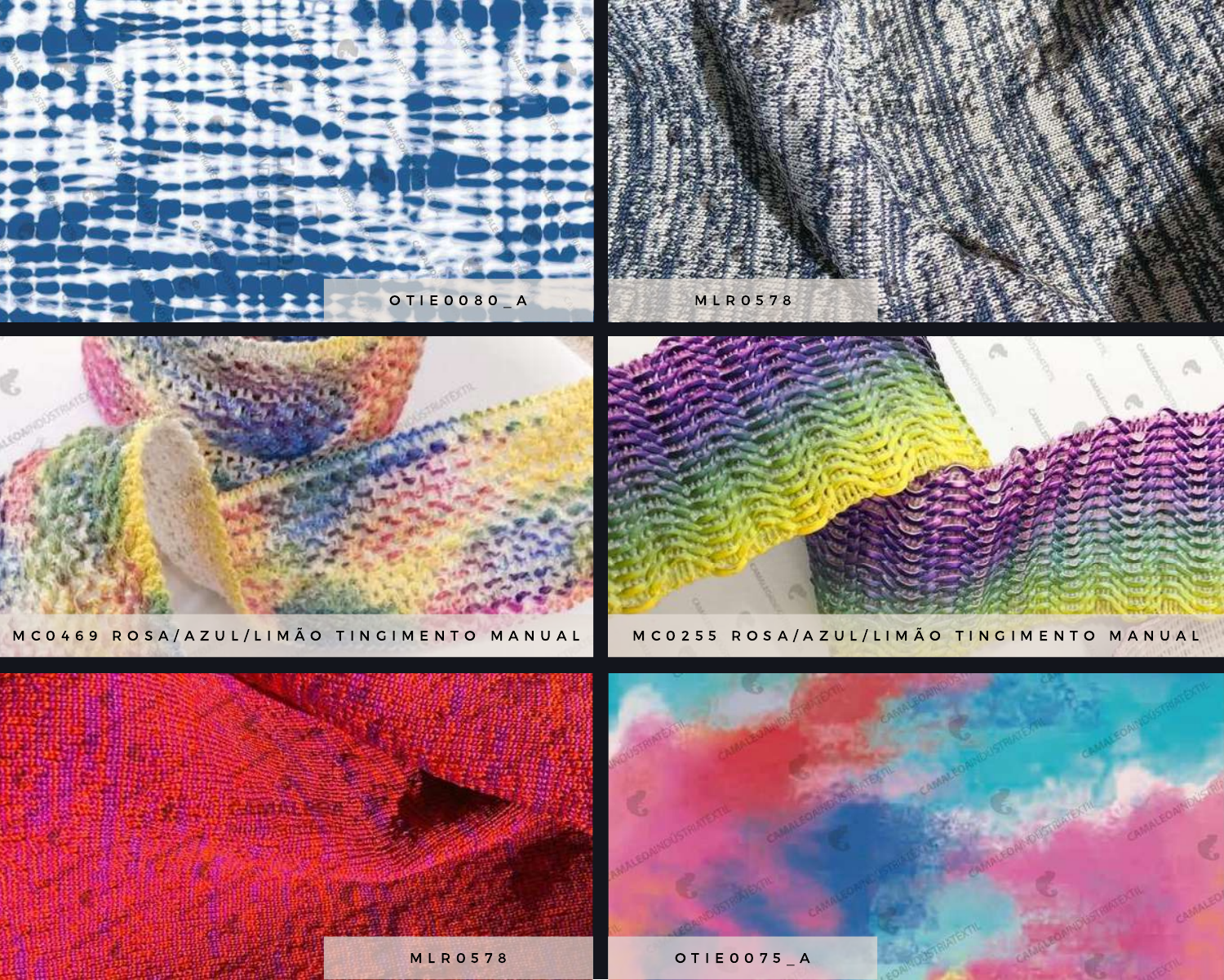OTIE0080_A

MLR0578

MC0469 ROSA/AZUL/LIMÃO TINGIMENTO MANUAL

MC0255 ROSA/AZUL/LIMÃO TINGIMENTO MANUAL

MLR0578

OTIE0075_A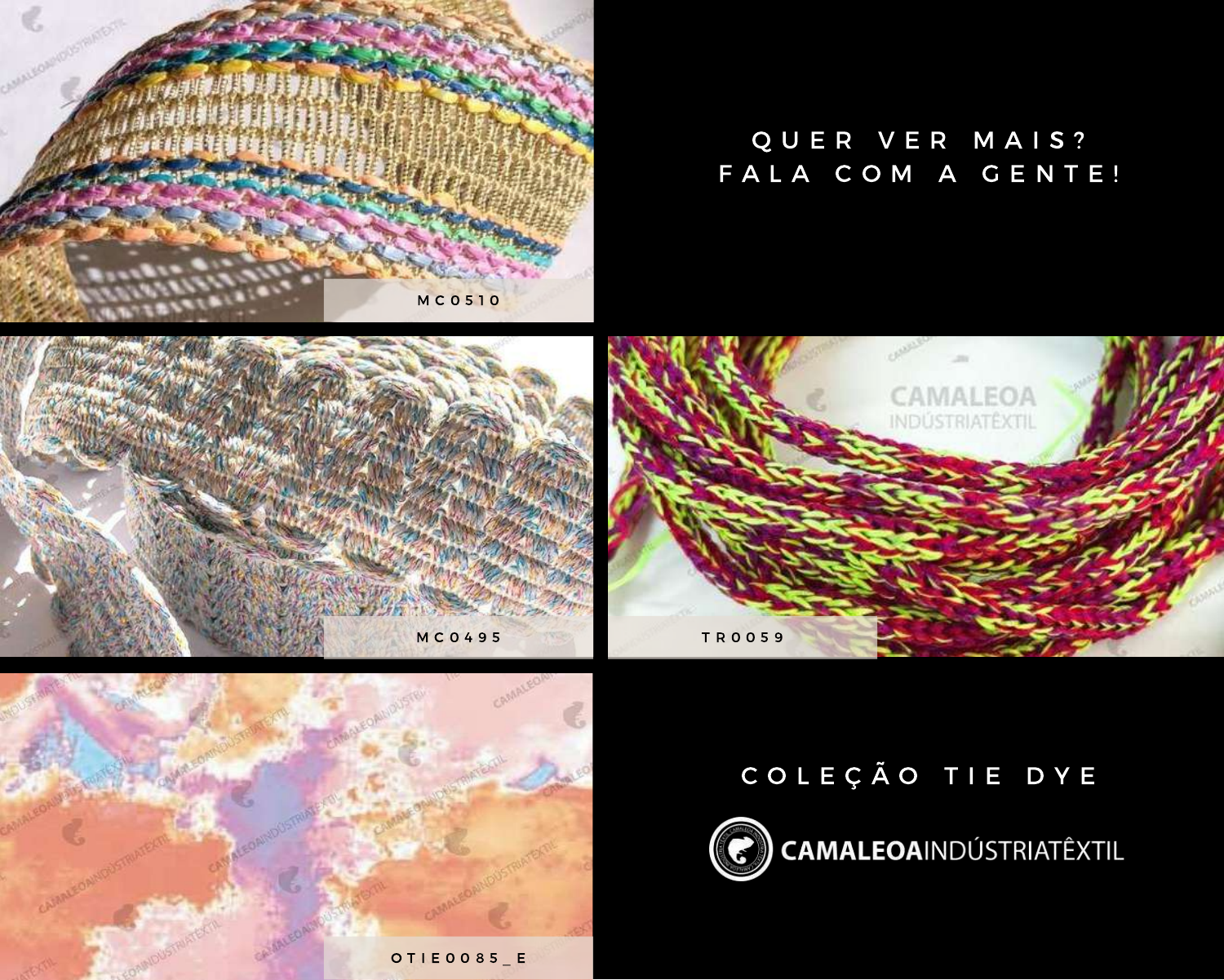QUER VER MAIS?
FALA COM A GENTE!

MC0510

MC0495

TR0059

OTIE0085_E

COLEÇÃO TIE DYE

CAMALEOAINDÚSTRIATÊXTIL